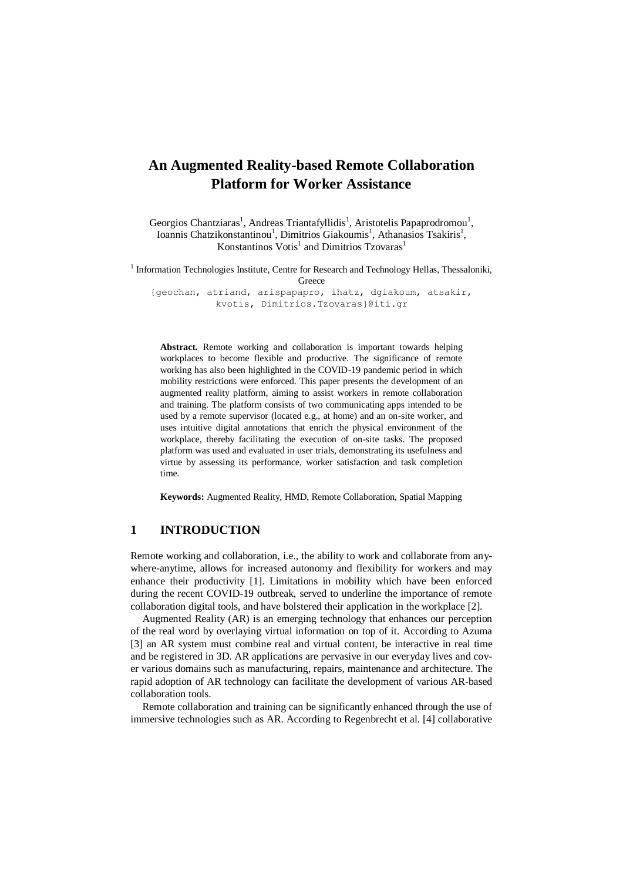# An Augmented Reality-based Remote Collaboration Platform for Worker Assistance

Georgios Chantziaras[1], Andreas Triantafyllidis[1], Aristotelis Papaprodromou[1], Ioannis Chatzikonstantinou[1], Dimitrios Giakoumis[1], Athanasios Tsakiris[1], Konstantinos Votis[1] and Dimitrios Tzovaras[1]

[1] Information Technologies Institute, Centre for Research and Technology Hellas, Thessaloniki, Greece

{geochan, atriand, arispapapro, ihatz, dgiakoum, atsakir, kvotis, Dimitrios.Tzovaras}@iti.gr

**Abstract.** Remote working and collaboration is important towards helping workplaces to become flexible and productive. The significance of remote working has also been highlighted in the COVID-19 pandemic period in which mobility restrictions were enforced. This paper presents the development of an augmented reality platform, aiming to assist workers in remote collaboration and training. The platform consists of two communicating apps intended to be used by a remote supervisor (located e.g., at home) and an on-site worker, and uses intuitive digital annotations that enrich the physical environment of the workplace, thereby facilitating the execution of on-site tasks. The proposed platform was used and evaluated in user trials, demonstrating its usefulness and virtue by assessing its performance, worker satisfaction and task completion time.

**Keywords:** Augmented Reality, HMD, Remote Collaboration, Spatial Mapping

## 1 INTRODUCTION

Remote working and collaboration, i.e., the ability to work and collaborate from anywhere-anytime, allows for increased autonomy and flexibility for workers and may enhance their productivity [1]. Limitations in mobility which have been enforced during the recent COVID-19 outbreak, served to underline the importance of remote collaboration digital tools, and have bolstered their application in the workplace [2].

Augmented Reality (AR) is an emerging technology that enhances our perception of the real word by overlaying virtual information on top of it. According to Azuma [3] an AR system must combine real and virtual content, be interactive in real time and be registered in 3D. AR applications are pervasive in our everyday lives and cover various domains such as manufacturing, repairs, maintenance and architecture. The rapid adoption of AR technology can facilitate the development of various AR-based collaboration tools.

Remote collaboration and training can be significantly enhanced through the use of immersive technologies such as AR. According to Regenbrecht et al. [4] collaborative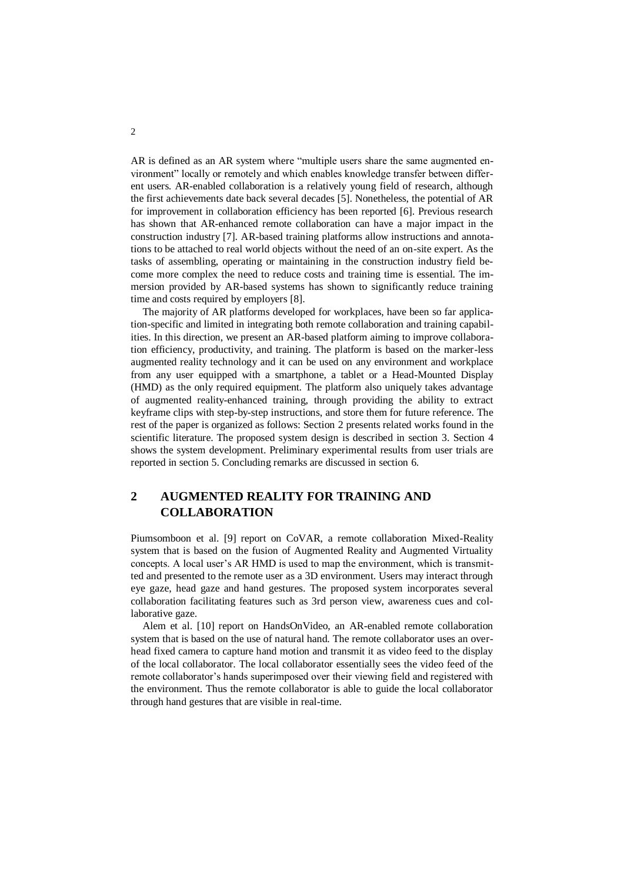AR is defined as an AR system where "multiple users share the same augmented environment" locally or remotely and which enables knowledge transfer between different users. AR-enabled collaboration is a relatively young field of research, although the first achievements date back several decades [5]. Nonetheless, the potential of AR for improvement in collaboration efficiency has been reported [6]. Previous research has shown that AR-enhanced remote collaboration can have a major impact in the construction industry [7]. AR-based training platforms allow instructions and annotations to be attached to real world objects without the need of an on-site expert. As the tasks of assembling, operating or maintaining in the construction industry field become more complex the need to reduce costs and training time is essential. The immersion provided by AR-based systems has shown to significantly reduce training time and costs required by employers [8].

The majority of AR platforms developed for workplaces, have been so far application-specific and limited in integrating both remote collaboration and training capabilities. In this direction, we present an AR-based platform aiming to improve collaboration efficiency, productivity, and training. The platform is based on the marker-less augmented reality technology and it can be used on any environment and workplace from any user equipped with a smartphone, a tablet or a Head-Mounted Display (HMD) as the only required equipment. The platform also uniquely takes advantage of augmented reality-enhanced training, through providing the ability to extract keyframe clips with step-by-step instructions, and store them for future reference. The rest of the paper is organized as follows: Section 2 presents related works found in the scientific literature. The proposed system design is described in section 3. Section 4 shows the system development. Preliminary experimental results from user trials are reported in section 5. Concluding remarks are discussed in section 6.

## 2 AUGMENTED REALITY FOR TRAINING AND COLLABORATION

Piumsomboon et al. [9] report on CoVAR, a remote collaboration Mixed-Reality system that is based on the fusion of Augmented Reality and Augmented Virtuality concepts. A local user's AR HMD is used to map the environment, which is transmitted and presented to the remote user as a 3D environment. Users may interact through eye gaze, head gaze and hand gestures. The proposed system incorporates several collaboration facilitating features such as 3rd person view, awareness cues and collaborative gaze.

Alem et al. [10] report on HandsOnVideo, an AR-enabled remote collaboration system that is based on the use of natural hand. The remote collaborator uses an overhead fixed camera to capture hand motion and transmit it as video feed to the display of the local collaborator. The local collaborator essentially sees the video feed of the remote collaborator's hands superimposed over their viewing field and registered with the environment. Thus the remote collaborator is able to guide the local collaborator through hand gestures that are visible in real-time.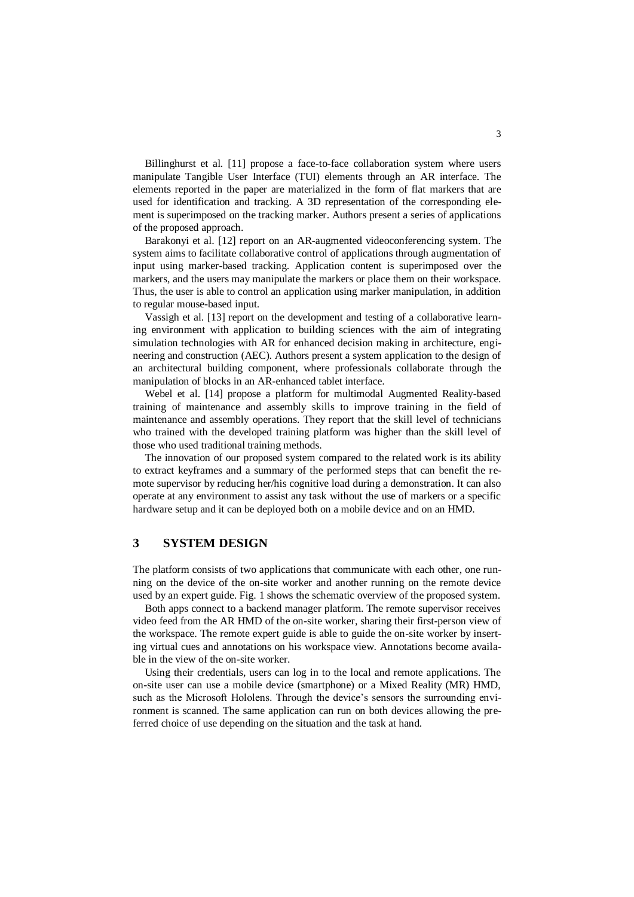Billinghurst et al. [11] propose a face-to-face collaboration system where users manipulate Tangible User Interface (TUI) elements through an AR interface. The elements reported in the paper are materialized in the form of flat markers that are used for identification and tracking. A 3D representation of the corresponding element is superimposed on the tracking marker. Authors present a series of applications of the proposed approach.

Barakonyi et al. [12] report on an AR-augmented videoconferencing system. The system aims to facilitate collaborative control of applications through augmentation of input using marker-based tracking. Application content is superimposed over the markers, and the users may manipulate the markers or place them on their workspace. Thus, the user is able to control an application using marker manipulation, in addition to regular mouse-based input.

Vassigh et al. [13] report on the development and testing of a collaborative learning environment with application to building sciences with the aim of integrating simulation technologies with AR for enhanced decision making in architecture, engineering and construction (AEC). Authors present a system application to the design of an architectural building component, where professionals collaborate through the manipulation of blocks in an AR-enhanced tablet interface.

Webel et al. [14] propose a platform for multimodal Augmented Reality-based training of maintenance and assembly skills to improve training in the field of maintenance and assembly operations. They report that the skill level of technicians who trained with the developed training platform was higher than the skill level of those who used traditional training methods.

The innovation of our proposed system compared to the related work is its ability to extract keyframes and a summary of the performed steps that can benefit the remote supervisor by reducing her/his cognitive load during a demonstration. It can also operate at any environment to assist any task without the use of markers or a specific hardware setup and it can be deployed both on a mobile device and on an HMD.

# 3 SYSTEM DESIGN

The platform consists of two applications that communicate with each other, one running on the device of the on-site worker and another running on the remote device used by an expert guide. Fig. 1 shows the schematic overview of the proposed system.

Both apps connect to a backend manager platform. The remote supervisor receives video feed from the AR HMD of the on-site worker, sharing their first-person view of the workspace. The remote expert guide is able to guide the on-site worker by inserting virtual cues and annotations on his workspace view. Annotations become available in the view of the on-site worker.

Using their credentials, users can log in to the local and remote applications. The on-site user can use a mobile device (smartphone) or a Mixed Reality (MR) HMD, such as the Microsoft Hololens. Through the device's sensors the surrounding environment is scanned. The same application can run on both devices allowing the preferred choice of use depending on the situation and the task at hand.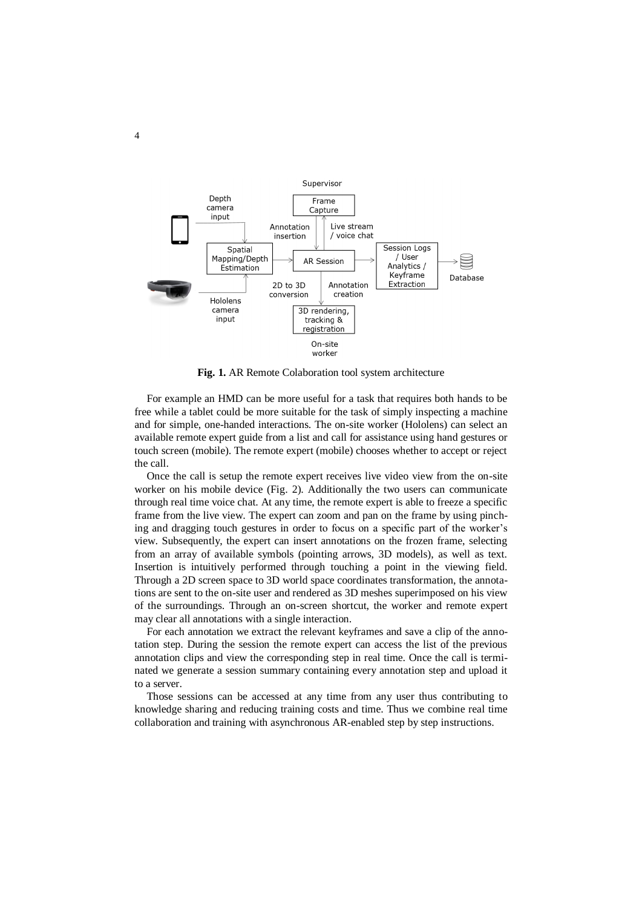**Fig. 1.** AR Remote Colaboration tool system architecture

For example an HMD can be more useful for a task that requires both hands to be free while a tablet could be more suitable for the task of simply inspecting a machine and for simple, one-handed interactions. The on-site worker (Hololens) can select an available remote expert guide from a list and call for assistance using hand gestures or touch screen (mobile). The remote expert (mobile) chooses whether to accept or reject the call.

Once the call is setup the remote expert receives live video view from the on-site worker on his mobile device (Fig. 2). Additionally the two users can communicate through real time voice chat. At any time, the remote expert is able to freeze a specific frame from the live view. The expert can zoom and pan on the frame by using pinching and dragging touch gestures in order to focus on a specific part of the worker's view. Subsequently, the expert can insert annotations on the frozen frame, selecting from an array of available symbols (pointing arrows, 3D models), as well as text. Insertion is intuitively performed through touching a point in the viewing field. Through a 2D screen space to 3D world space coordinates transformation, the annotations are sent to the on-site user and rendered as 3D meshes superimposed on his view of the surroundings. Through an on-screen shortcut, the worker and remote expert may clear all annotations with a single interaction.

For each annotation we extract the relevant keyframes and save a clip of the annotation step. During the session the remote expert can access the list of the previous annotation clips and view the corresponding step in real time. Once the call is terminated we generate a session summary containing every annotation step and upload it to a server.

Those sessions can be accessed at any time from any user thus contributing to knowledge sharing and reducing training costs and time. Thus we combine real time collaboration and training with asynchronous AR-enabled step by step instructions.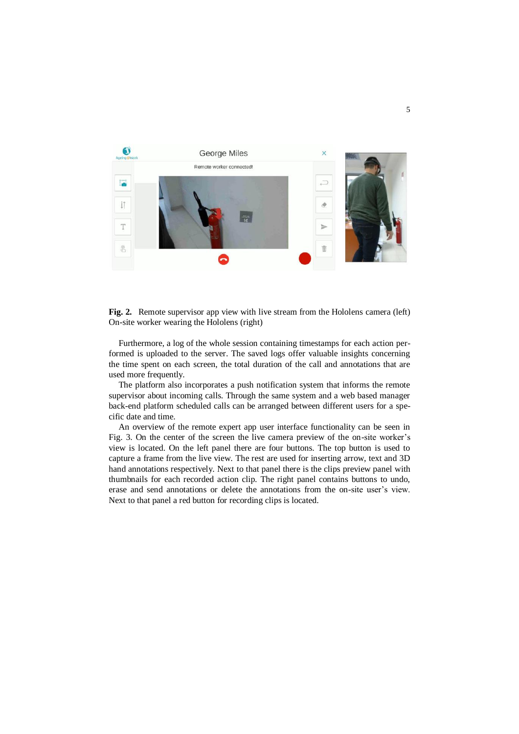**Fig. 2.** Remote supervisor app view with live stream from the Hololens camera (left) On-site worker wearing the Hololens (right)

Furthermore, a log of the whole session containing timestamps for each action performed is uploaded to the server. The saved logs offer valuable insights concerning the time spent on each screen, the total duration of the call and annotations that are used more frequently.

The platform also incorporates a push notification system that informs the remote supervisor about incoming calls. Through the same system and a web based manager back-end platform scheduled calls can be arranged between different users for a specific date and time.

An overview of the remote expert app user interface functionality can be seen in Fig. 3. On the center of the screen the live camera preview of the on-site worker's view is located. On the left panel there are four buttons. The top button is used to capture a frame from the live view. The rest are used for inserting arrow, text and 3D hand annotations respectively. Next to that panel there is the clips preview panel with thumbnails for each recorded action clip. The right panel contains buttons to undo, erase and send annotations or delete the annotations from the on-site user's view. Next to that panel a red button for recording clips is located.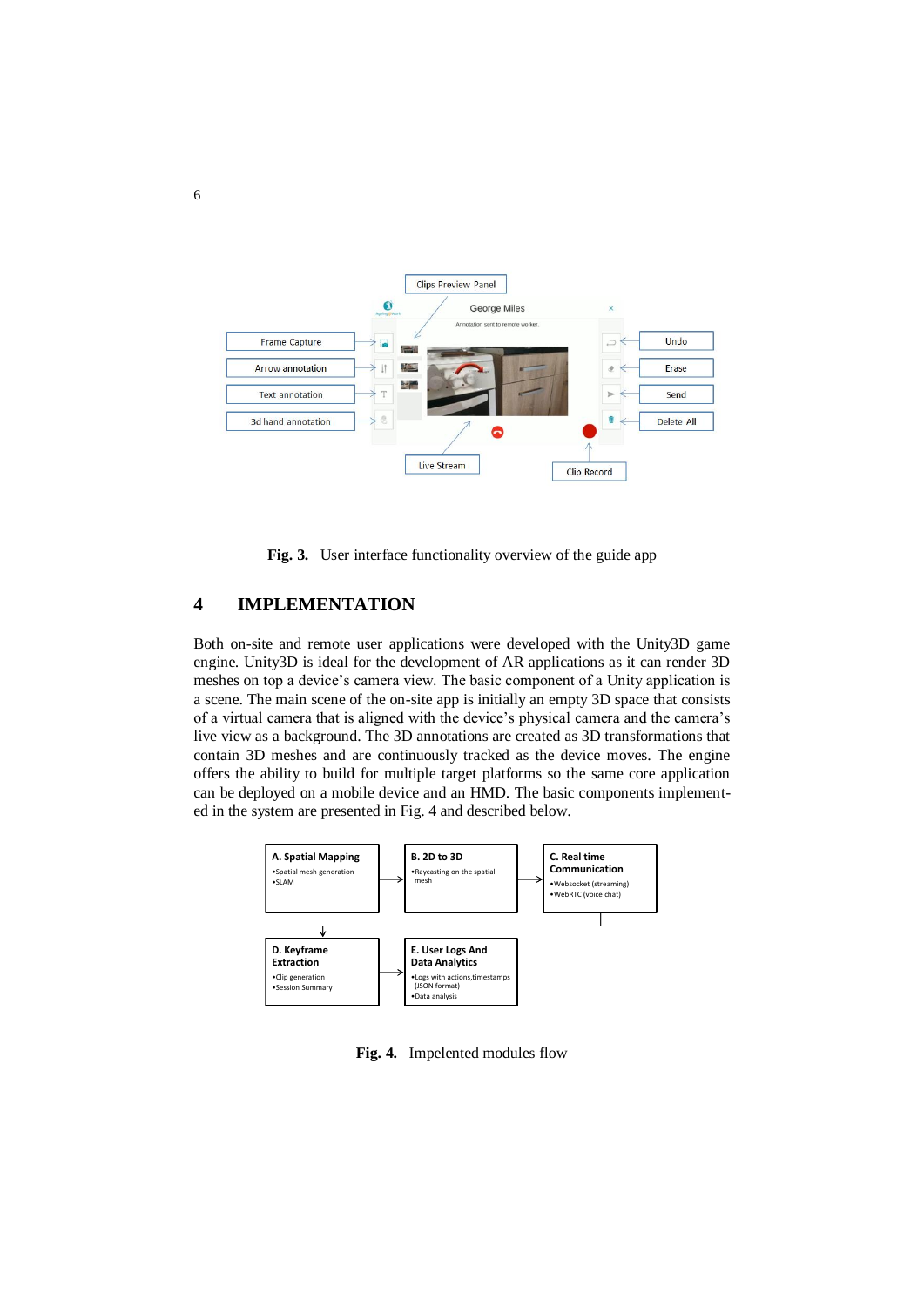Fig. 3. User interface functionality overview of the guide app

## 4 IMPLEMENTATION

Both on-site and remote user applications were developed with the Unity3D game engine. Unity3D is ideal for the development of AR applications as it can render 3D meshes on top a device's camera view. The basic component of a Unity application is a scene. The main scene of the on-site app is initially an empty 3D space that consists of a virtual camera that is aligned with the device's physical camera and the camera's live view as a background. The 3D annotations are created as 3D transformations that contain 3D meshes and are continuously tracked as the device moves. The engine offers the ability to build for multiple target platforms so the same core application can be deployed on a mobile device and an HMD. The basic components implemented in the system are presented in Fig. 4 and described below.

Fig. 4. Impelented modules flow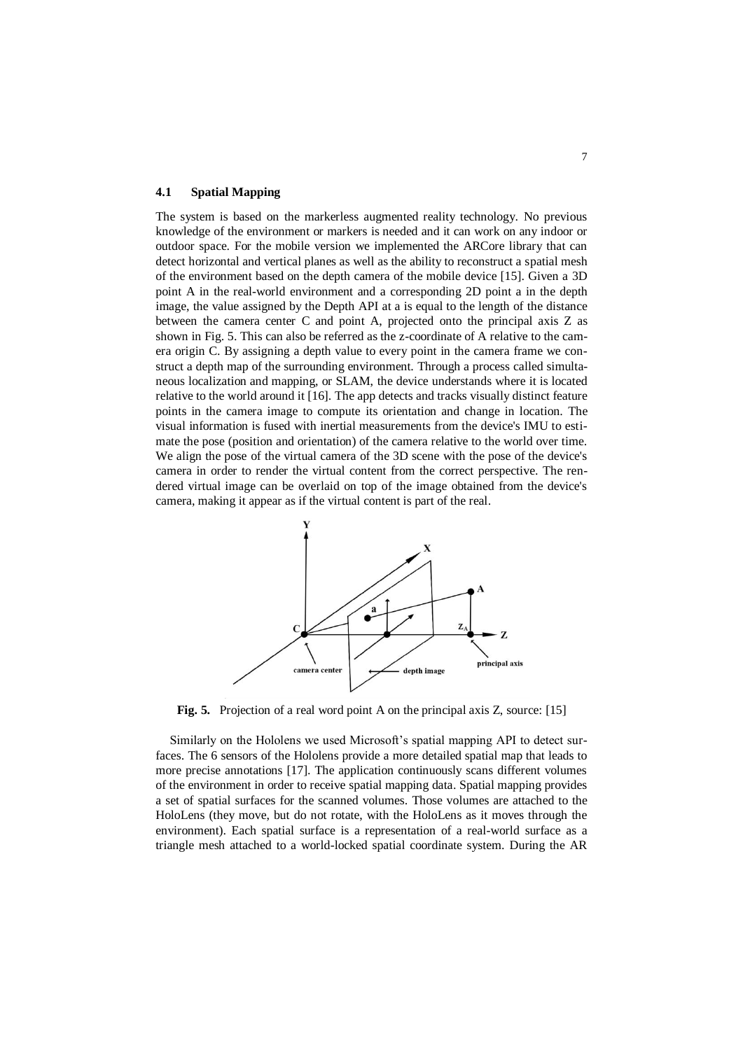### 4.1 Spatial Mapping

The system is based on the markerless augmented reality technology. No previous knowledge of the environment or markers is needed and it can work on any indoor or outdoor space. For the mobile version we implemented the ARCore library that can detect horizontal and vertical planes as well as the ability to reconstruct a spatial mesh of the environment based on the depth camera of the mobile device [15]. Given a 3D point A in the real-world environment and a corresponding 2D point a in the depth image, the value assigned by the Depth API at a is equal to the length of the distance between the camera center C and point A, projected onto the principal axis Z as shown in Fig. 5. This can also be referred as the z-coordinate of A relative to the camera origin C. By assigning a depth value to every point in the camera frame we construct a depth map of the surrounding environment. Through a process called simultaneous localization and mapping, or SLAM, the device understands where it is located relative to the world around it [16]. The app detects and tracks visually distinct feature points in the camera image to compute its orientation and change in location. The visual information is fused with inertial measurements from the device's IMU to estimate the pose (position and orientation) of the camera relative to the world over time. We align the pose of the virtual camera of the 3D scene with the pose of the device's camera in order to render the virtual content from the correct perspective. The rendered virtual image can be overlaid on top of the image obtained from the device's camera, making it appear as if the virtual content is part of the real.

**Fig. 5.** Projection of a real word point A on the principal axis Z, source: [15]

Similarly on the Hololens we used Microsoft's spatial mapping API to detect surfaces. The 6 sensors of the Hololens provide a more detailed spatial map that leads to more precise annotations [17]. The application continuously scans different volumes of the environment in order to receive spatial mapping data. Spatial mapping provides a set of spatial surfaces for the scanned volumes. Those volumes are attached to the HoloLens (they move, but do not rotate, with the HoloLens as it moves through the environment). Each spatial surface is a representation of a real-world surface as a triangle mesh attached to a world-locked spatial coordinate system. During the AR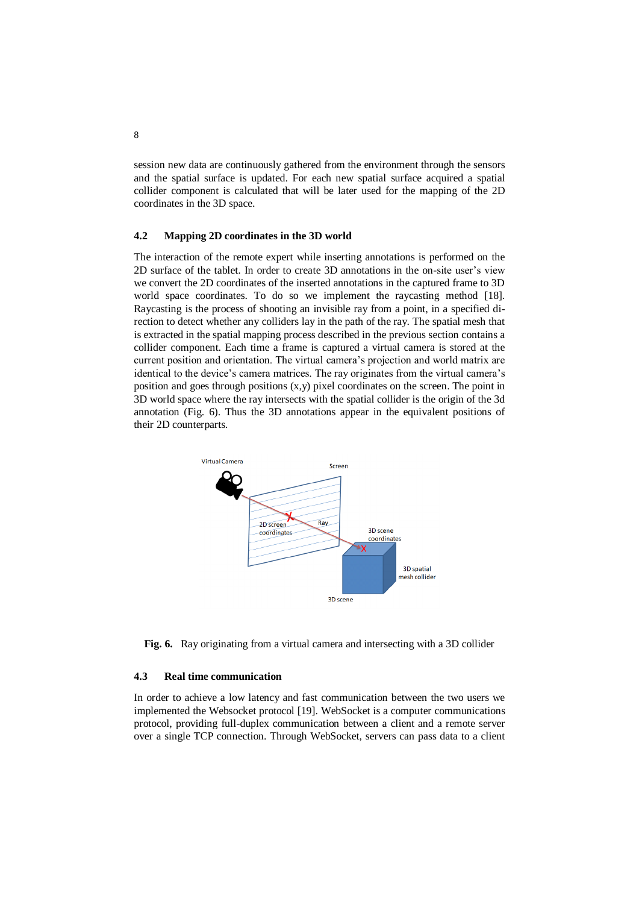session new data are continuously gathered from the environment through the sensors and the spatial surface is updated. For each new spatial surface acquired a spatial collider component is calculated that will be later used for the mapping of the 2D coordinates in the 3D space.

### 4.2 Mapping 2D coordinates in the 3D world

The interaction of the remote expert while inserting annotations is performed on the 2D surface of the tablet. In order to create 3D annotations in the on-site user's view we convert the 2D coordinates of the inserted annotations in the captured frame to 3D world space coordinates. To do so we implement the raycasting method [18]. Raycasting is the process of shooting an invisible ray from a point, in a specified direction to detect whether any colliders lay in the path of the ray. The spatial mesh that is extracted in the spatial mapping process described in the previous section contains a collider component. Each time a frame is captured a virtual camera is stored at the current position and orientation. The virtual camera's projection and world matrix are identical to the device's camera matrices. The ray originates from the virtual camera's position and goes through positions (x,y) pixel coordinates on the screen. The point in 3D world space where the ray intersects with the spatial collider is the origin of the 3d annotation (Fig. 6). Thus the 3D annotations appear in the equivalent positions of their 2D counterparts.

**Fig. 6.** Ray originating from a virtual camera and intersecting with a 3D collider

### 4.3 Real time communication

In order to achieve a low latency and fast communication between the two users we implemented the Websocket protocol [19]. WebSocket is a computer communications protocol, providing full-duplex communication between a client and a remote server over a single TCP connection. Through WebSocket, servers can pass data to a client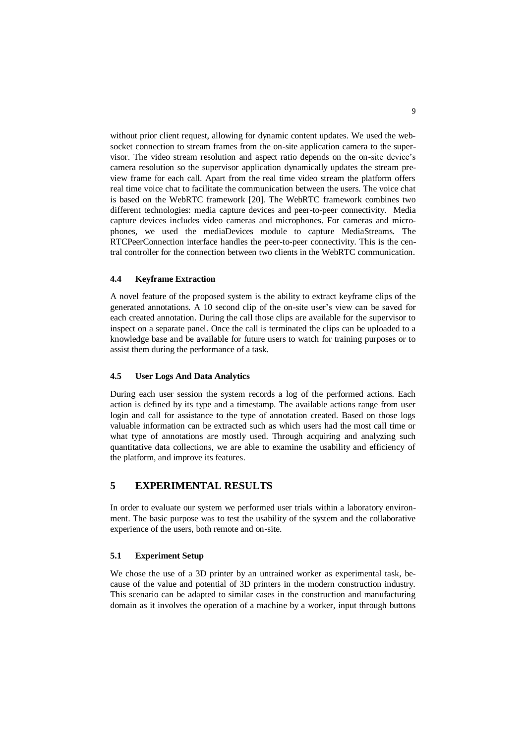without prior client request, allowing for dynamic content updates. We used the websocket connection to stream frames from the on-site application camera to the supervisor. The video stream resolution and aspect ratio depends on the on-site device's camera resolution so the supervisor application dynamically updates the stream preview frame for each call. Apart from the real time video stream the platform offers real time voice chat to facilitate the communication between the users. The voice chat is based on the WebRTC framework [20]. The WebRTC framework combines two different technologies: media capture devices and peer-to-peer connectivity. Media capture devices includes video cameras and microphones. For cameras and microphones, we used the mediaDevices module to capture MediaStreams. The RTCPeerConnection interface handles the peer-to-peer connectivity. This is the central controller for the connection between two clients in the WebRTC communication.

### 4.4 Keyframe Extraction

A novel feature of the proposed system is the ability to extract keyframe clips of the generated annotations. A 10 second clip of the on-site user's view can be saved for each created annotation. During the call those clips are available for the supervisor to inspect on a separate panel. Once the call is terminated the clips can be uploaded to a knowledge base and be available for future users to watch for training purposes or to assist them during the performance of a task.

### 4.5 User Logs And Data Analytics

During each user session the system records a log of the performed actions. Each action is defined by its type and a timestamp. The available actions range from user login and call for assistance to the type of annotation created. Based on those logs valuable information can be extracted such as which users had the most call time or what type of annotations are mostly used. Through acquiring and analyzing such quantitative data collections, we are able to examine the usability and efficiency of the platform, and improve its features.

## 5 EXPERIMENTAL RESULTS

In order to evaluate our system we performed user trials within a laboratory environment. The basic purpose was to test the usability of the system and the collaborative experience of the users, both remote and on-site.

### 5.1 Experiment Setup

We chose the use of a 3D printer by an untrained worker as experimental task, because of the value and potential of 3D printers in the modern construction industry. This scenario can be adapted to similar cases in the construction and manufacturing domain as it involves the operation of a machine by a worker, input through buttons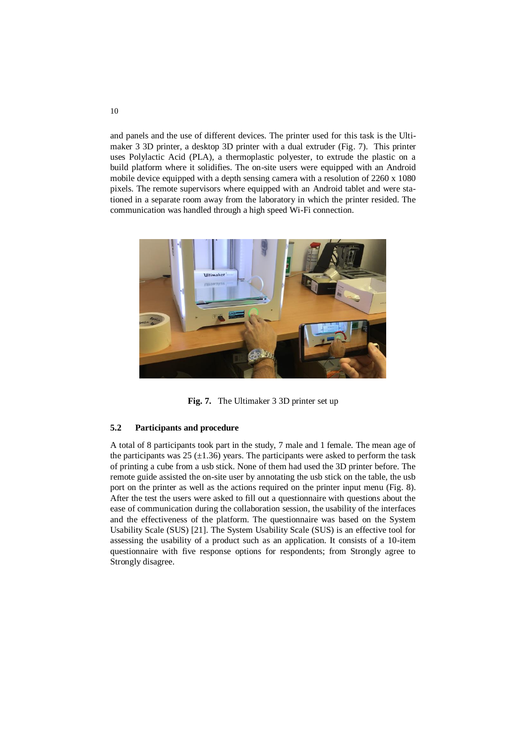and panels and the use of different devices. The printer used for this task is the Ultimaker 3 3D printer, a desktop 3D printer with a dual extruder (Fig. 7). This printer uses Polylactic Acid (PLA), a thermoplastic polyester, to extrude the plastic on a build platform where it solidifies. The on-site users were equipped with an Android mobile device equipped with a depth sensing camera with a resolution of 2260 x 1080 pixels. The remote supervisors where equipped with an Android tablet and were stationed in a separate room away from the laboratory in which the printer resided. The communication was handled through a high speed Wi-Fi connection.

**Fig. 7.** The Ultimaker 3 3D printer set up

### 5.2 Participants and procedure

A total of 8 participants took part in the study, 7 male and 1 female. The mean age of the participants was 25 (±1.36) years. The participants were asked to perform the task of printing a cube from a usb stick. None of them had used the 3D printer before. The remote guide assisted the on-site user by annotating the usb stick on the table, the usb port on the printer as well as the actions required on the printer input menu (Fig. 8). After the test the users were asked to fill out a questionnaire with questions about the ease of communication during the collaboration session, the usability of the interfaces and the effectiveness of the platform. The questionnaire was based on the System Usability Scale (SUS) [21]. The System Usability Scale (SUS) is an effective tool for assessing the usability of a product such as an application. It consists of a 10-item questionnaire with five response options for respondents; from Strongly agree to Strongly disagree.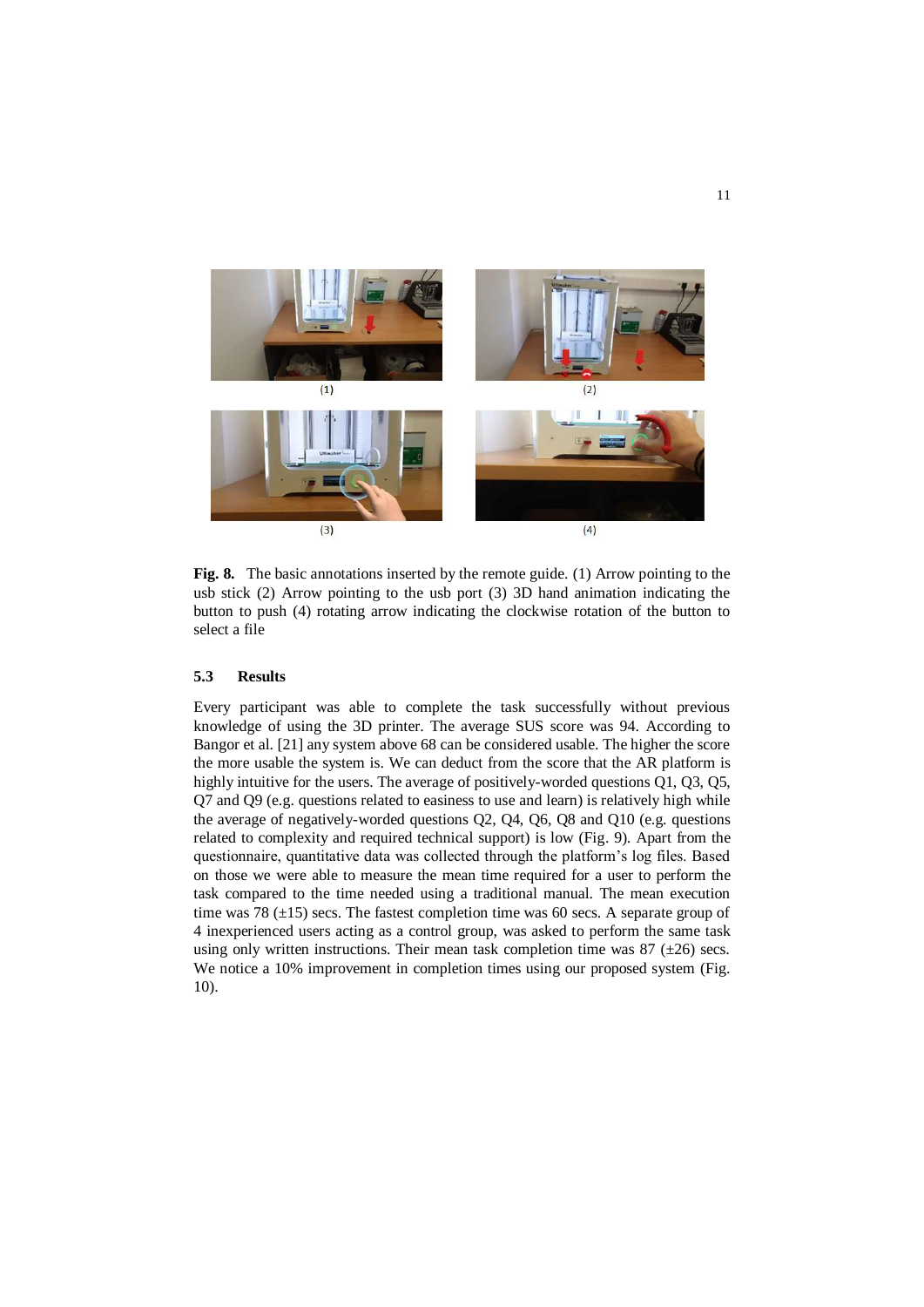**Fig. 8.** The basic annotations inserted by the remote guide. (1) Arrow pointing to the usb stick (2) Arrow pointing to the usb port (3) 3D hand animation indicating the button to push (4) rotating arrow indicating the clockwise rotation of the button to select a file

### 5.3 Results

Every participant was able to complete the task successfully without previous knowledge of using the 3D printer. The average SUS score was 94. According to Bangor et al. [21] any system above 68 can be considered usable. The higher the score the more usable the system is. We can deduct from the score that the AR platform is highly intuitive for the users. The average of positively-worded questions Q1, Q3, Q5, Q7 and Q9 (e.g. questions related to easiness to use and learn) is relatively high while the average of negatively-worded questions Q2, Q4, Q6, Q8 and Q10 (e.g. questions related to complexity and required technical support) is low (Fig. 9). Apart from the questionnaire, quantitative data was collected through the platform's log files. Based on those we were able to measure the mean time required for a user to perform the task compared to the time needed using a traditional manual. The mean execution time was 78 ($\pm$15) secs. The fastest completion time was 60 secs. A separate group of 4 inexperienced users acting as a control group, was asked to perform the same task using only written instructions. Their mean task completion time was 87 ($\pm$26) secs. We notice a 10% improvement in completion times using our proposed system (Fig. 10).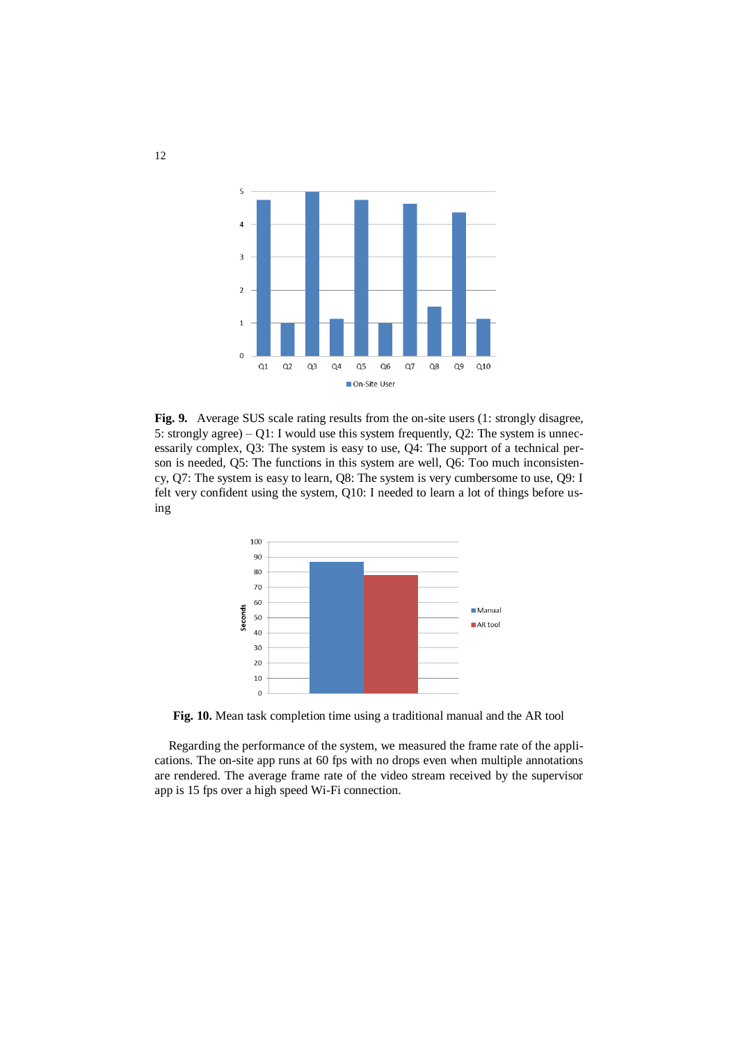**Fig. 9.** Average SUS scale rating results from the on-site users (1: strongly disagree, 5: strongly agree) – Q1: I would use this system frequently, Q2: The system is unnecessarily complex, Q3: The system is easy to use, Q4: The support of a technical person is needed, Q5: The functions in this system are well, Q6: Too much inconsistency, Q7: The system is easy to learn, Q8: The system is very cumbersome to use, Q9: I felt very confident using the system, Q10: I needed to learn a lot of things before using

**Fig. 10.** Mean task completion time using a traditional manual and the AR tool

Regarding the performance of the system, we measured the frame rate of the applications. The on-site app runs at 60 fps with no drops even when multiple annotations are rendered. The average frame rate of the video stream received by the supervisor app is 15 fps over a high speed Wi-Fi connection.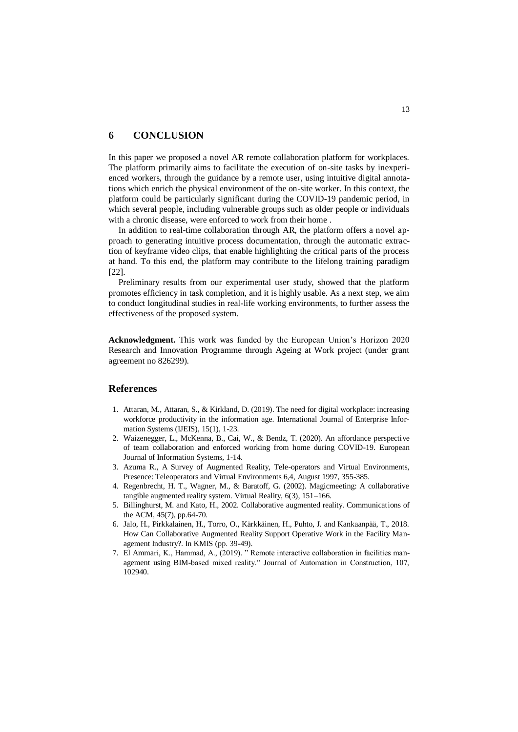## 6 CONCLUSION

In this paper we proposed a novel AR remote collaboration platform for workplaces. The platform primarily aims to facilitate the execution of on-site tasks by inexperienced workers, through the guidance by a remote user, using intuitive digital annotations which enrich the physical environment of the on-site worker. In this context, the platform could be particularly significant during the COVID-19 pandemic period, in which several people, including vulnerable groups such as older people or individuals with a chronic disease, were enforced to work from their home .

In addition to real-time collaboration through AR, the platform offers a novel approach to generating intuitive process documentation, through the automatic extraction of keyframe video clips, that enable highlighting the critical parts of the process at hand. To this end, the platform may contribute to the lifelong training paradigm [22].

Preliminary results from our experimental user study, showed that the platform promotes efficiency in task completion, and it is highly usable. As a next step, we aim to conduct longitudinal studies in real-life working environments, to further assess the effectiveness of the proposed system.

**Acknowledgment.** This work was funded by the European Union's Horizon 2020 Research and Innovation Programme through Ageing at Work project (under grant agreement no 826299).

## References

1. Attaran, M., Attaran, S., & Kirkland, D. (2019). The need for digital workplace: increasing workforce productivity in the information age. International Journal of Enterprise Information Systems (IJEIS), 15(1), 1-23.
2. Waizenegger, L., McKenna, B., Cai, W., & Bendz, T. (2020). An affordance perspective of team collaboration and enforced working from home during COVID-19. European Journal of Information Systems, 1-14.
3. Azuma R., A Survey of Augmented Reality, Tele-operators and Virtual Environments, Presence: Teleoperators and Virtual Environments 6,4, August 1997, 355-385.
4. Regenbrecht, H. T., Wagner, M., & Baratoff, G. (2002). Magicmeeting: A collaborative tangible augmented reality system. Virtual Reality, 6(3), 151–166.
5. Billinghurst, M. and Kato, H., 2002. Collaborative augmented reality. Communications of the ACM, 45(7), pp.64-70.
6. Jalo, H., Pirkkalainen, H., Torro, O., Kärkkäinen, H., Puhto, J. and Kankaanpää, T., 2018. How Can Collaborative Augmented Reality Support Operative Work in the Facility Management Industry?. In KMIS (pp. 39-49).
7. El Ammari, K., Hammad, A., (2019). " Remote interactive collaboration in facilities management using BIM-based mixed reality." Journal of Automation in Construction, 107, 102940.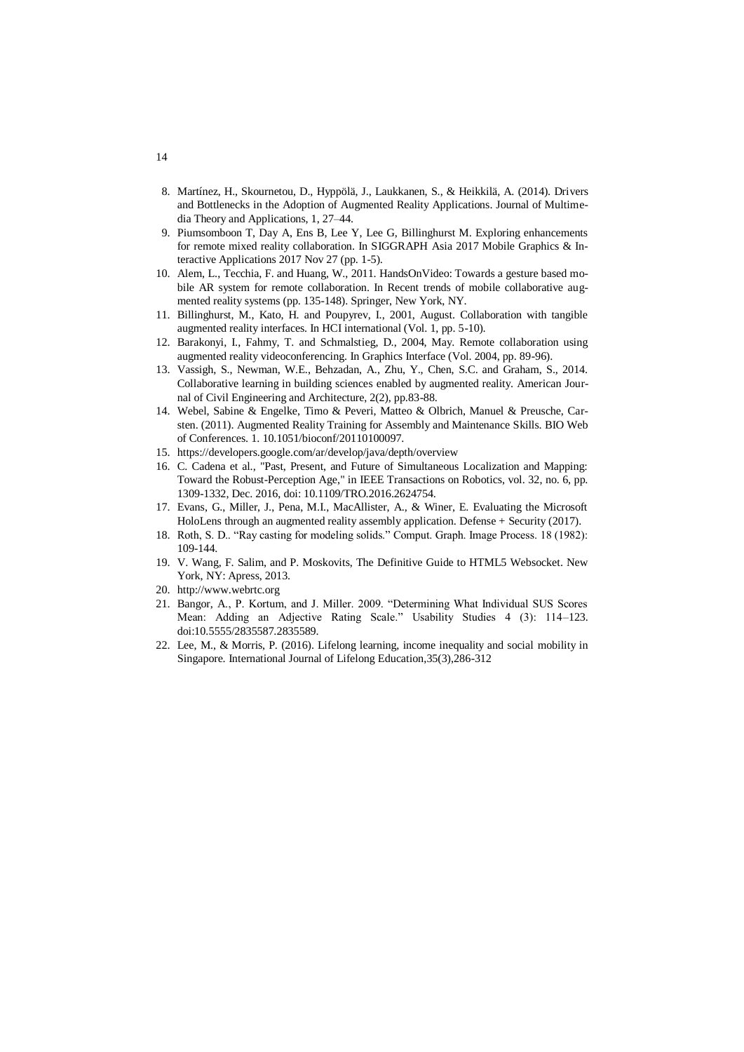8. Martínez, H., Skournetou, D., Hyppölä, J., Laukkanen, S., & Heikkilä, A. (2014). Drivers and Bottlenecks in the Adoption of Augmented Reality Applications. Journal of Multimedia Theory and Applications, 1, 27–44.
9. Piumsomboon T, Day A, Ens B, Lee Y, Lee G, Billinghurst M. Exploring enhancements for remote mixed reality collaboration. In SIGGRAPH Asia 2017 Mobile Graphics & Interactive Applications 2017 Nov 27 (pp. 1-5).
10. Alem, L., Tecchia, F. and Huang, W., 2011. HandsOnVideo: Towards a gesture based mobile AR system for remote collaboration. In Recent trends of mobile collaborative augmented reality systems (pp. 135-148). Springer, New York, NY.
11. Billinghurst, M., Kato, H. and Poupyrev, I., 2001, August. Collaboration with tangible augmented reality interfaces. In HCI international (Vol. 1, pp. 5-10).
12. Barakonyi, I., Fahmy, T. and Schmalstieg, D., 2004, May. Remote collaboration using augmented reality videoconferencing. In Graphics Interface (Vol. 2004, pp. 89-96).
13. Vassigh, S., Newman, W.E., Behzadan, A., Zhu, Y., Chen, S.C. and Graham, S., 2014. Collaborative learning in building sciences enabled by augmented reality. American Journal of Civil Engineering and Architecture, 2(2), pp.83-88.
14. Webel, Sabine & Engelke, Timo & Peveri, Matteo & Olbrich, Manuel & Preusche, Carsten. (2011). Augmented Reality Training for Assembly and Maintenance Skills. BIO Web of Conferences. 1. 10.1051/bioconf/20110100097.
15. https://developers.google.com/ar/develop/java/depth/overview
16. C. Cadena et al., "Past, Present, and Future of Simultaneous Localization and Mapping: Toward the Robust-Perception Age," in IEEE Transactions on Robotics, vol. 32, no. 6, pp. 1309-1332, Dec. 2016, doi: 10.1109/TRO.2016.2624754.
17. Evans, G., Miller, J., Pena, M.I., MacAllister, A., & Winer, E. Evaluating the Microsoft HoloLens through an augmented reality assembly application. Defense + Security (2017).
18. Roth, S. D.. "Ray casting for modeling solids." Comput. Graph. Image Process. 18 (1982): 109-144.
19. V. Wang, F. Salim, and P. Moskovits, The Definitive Guide to HTML5 Websocket. New York, NY: Apress, 2013.
20. http://www.webrtc.org
21. Bangor, A., P. Kortum, and J. Miller. 2009. "Determining What Individual SUS Scores Mean: Adding an Adjective Rating Scale." Usability Studies 4 (3): 114–123. doi:10.5555/2835587.2835589.
22. Lee, M., & Morris, P. (2016). Lifelong learning, income inequality and social mobility in Singapore. International Journal of Lifelong Education,35(3),286-312